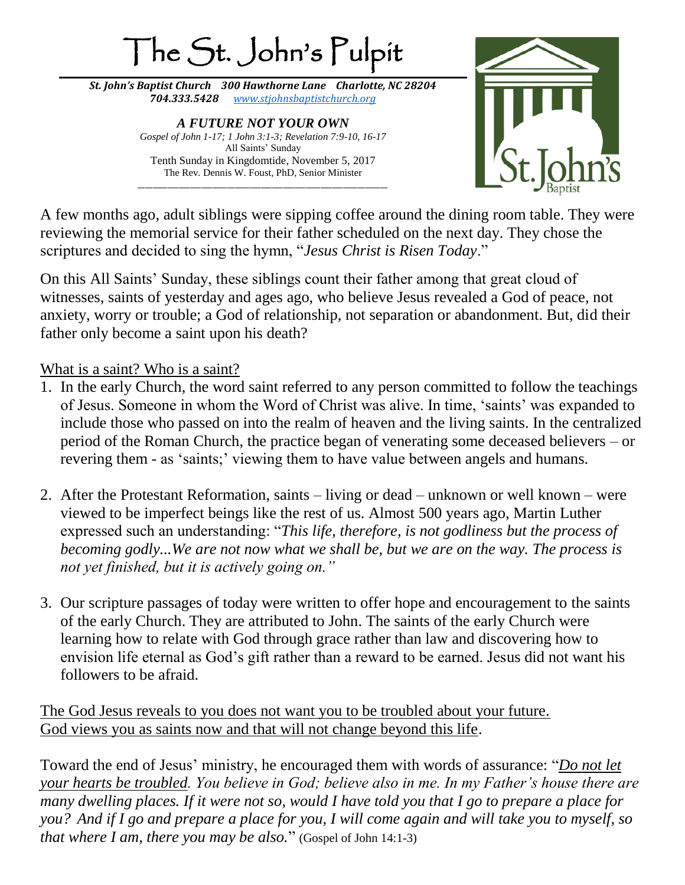# The St. John's Pulpit

***St. John's Baptist Church 300 Hawthorne Lane Charlotte, NC 28204***
***704.333.5428 [www.stjohnsbaptistchurch.org](http://www.stjohnsbaptistchurch.org)***

***A FUTURE NOT YOUR OWN***
*Gospel of John 1-17; 1 John 3:1-3; Revelation 7:9-10, 16-17*
All Saints' Sunday
Tenth Sunday in Kingdomtide, November 5, 2017
The Rev. Dennis W. Foust, PhD, Senior Minister

A few months ago, adult siblings were sipping coffee around the dining room table. They were reviewing the memorial service for their father scheduled on the next day. They chose the scriptures and decided to sing the hymn, "*Jesus Christ is Risen Today*."

On this All Saints' Sunday, these siblings count their father among that great cloud of witnesses, saints of yesterday and ages ago, who believe Jesus revealed a God of peace, not anxiety, worry or trouble; a God of relationship, not separation or abandonment. But, did their father only become a saint upon his death?

<u>What is a saint? Who is a saint?</u>

1. In the early Church, the word saint referred to any person committed to follow the teachings of Jesus. Someone in whom the Word of Christ was alive. In time, 'saints' was expanded to include those who passed on into the realm of heaven and the living saints. In the centralized period of the Roman Church, the practice began of venerating some deceased believers – or revering them - as 'saints;' viewing them to have value between angels and humans.

2. After the Protestant Reformation, saints – living or dead – unknown or well known – were viewed to be imperfect beings like the rest of us. Almost 500 years ago, Martin Luther expressed such an understanding: "*This life, therefore, is not godliness but the process of becoming godly...We are not now what we shall be, but we are on the way. The process is not yet finished, but it is actively going on."*

3. Our scripture passages of today were written to offer hope and encouragement to the saints of the early Church. They are attributed to John. The saints of the early Church were learning how to relate with God through grace rather than law and discovering how to envision life eternal as God's gift rather than a reward to be earned. Jesus did not want his followers to be afraid.

<u>The God Jesus reveals to you does not want you to be troubled about your future.</u>
<u>God views you as saints now and that will not change beyond this life</u>.

Toward the end of Jesus' ministry, he encouraged them with words of assurance: "<u>*Do not let your hearts be troubled*</u>*. You believe in God; believe also in me. In my Father's house there are many dwelling places. If it were not so, would I have told you that I go to prepare a place for you? And if I go and prepare a place for you, I will come again and will take you to myself, so that where I am, there you may be also.*" (Gospel of John 14:1-3)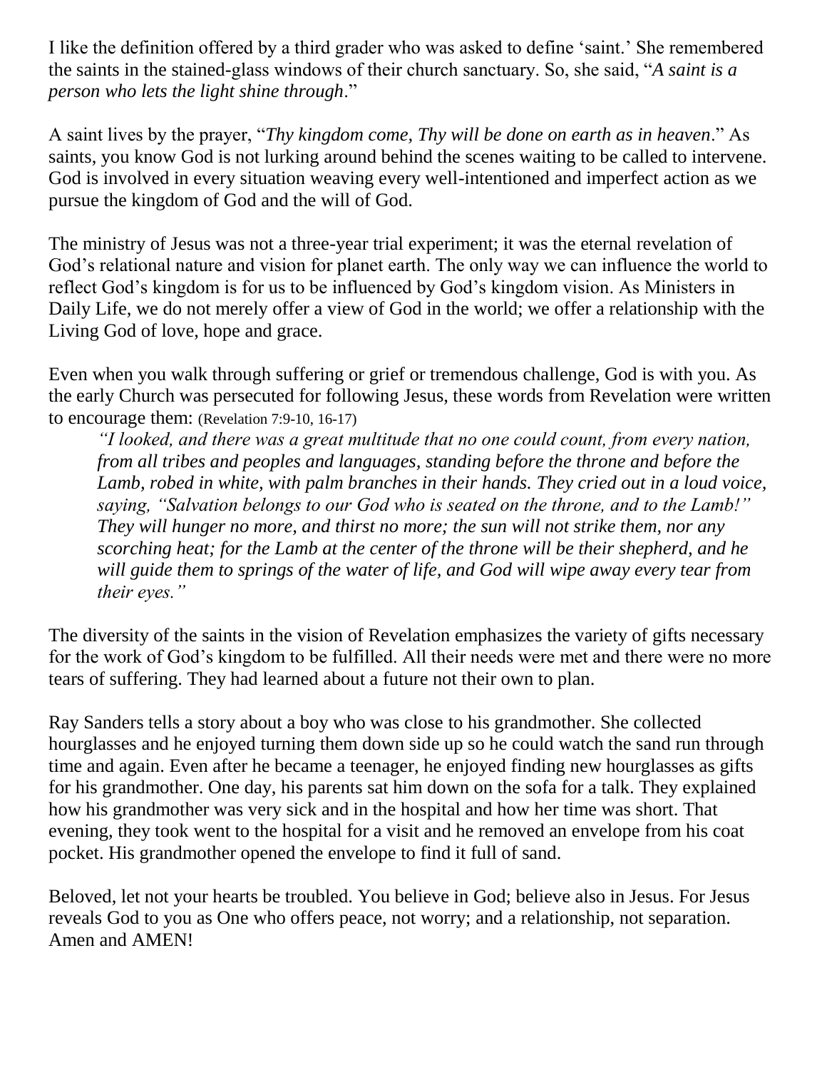I like the definition offered by a third grader who was asked to define 'saint.' She remembered the saints in the stained-glass windows of their church sanctuary. So, she said, "*A saint is a person who lets the light shine through*."

A saint lives by the prayer, "*Thy kingdom come, Thy will be done on earth as in heaven*." As saints, you know God is not lurking around behind the scenes waiting to be called to intervene. God is involved in every situation weaving every well-intentioned and imperfect action as we pursue the kingdom of God and the will of God.

The ministry of Jesus was not a three-year trial experiment; it was the eternal revelation of God's relational nature and vision for planet earth. The only way we can influence the world to reflect God's kingdom is for us to be influenced by God's kingdom vision. As Ministers in Daily Life, we do not merely offer a view of God in the world; we offer a relationship with the Living God of love, hope and grace.

Even when you walk through suffering or grief or tremendous challenge, God is with you. As the early Church was persecuted for following Jesus, these words from Revelation were written to encourage them: (Revelation 7:9-10, 16-17)

> *"I looked, and there was a great multitude that no one could count, from every nation, from all tribes and peoples and languages, standing before the throne and before the Lamb, robed in white, with palm branches in their hands. They cried out in a loud voice, saying, "Salvation belongs to our God who is seated on the throne, and to the Lamb!" They will hunger no more, and thirst no more; the sun will not strike them, nor any scorching heat; for the Lamb at the center of the throne will be their shepherd, and he will guide them to springs of the water of life, and God will wipe away every tear from their eyes."*

The diversity of the saints in the vision of Revelation emphasizes the variety of gifts necessary for the work of God's kingdom to be fulfilled. All their needs were met and there were no more tears of suffering. They had learned about a future not their own to plan.

Ray Sanders tells a story about a boy who was close to his grandmother. She collected hourglasses and he enjoyed turning them down side up so he could watch the sand run through time and again. Even after he became a teenager, he enjoyed finding new hourglasses as gifts for his grandmother. One day, his parents sat him down on the sofa for a talk. They explained how his grandmother was very sick and in the hospital and how her time was short. That evening, they took went to the hospital for a visit and he removed an envelope from his coat pocket. His grandmother opened the envelope to find it full of sand.

Beloved, let not your hearts be troubled. You believe in God; believe also in Jesus. For Jesus reveals God to you as One who offers peace, not worry; and a relationship, not separation. Amen and AMEN!